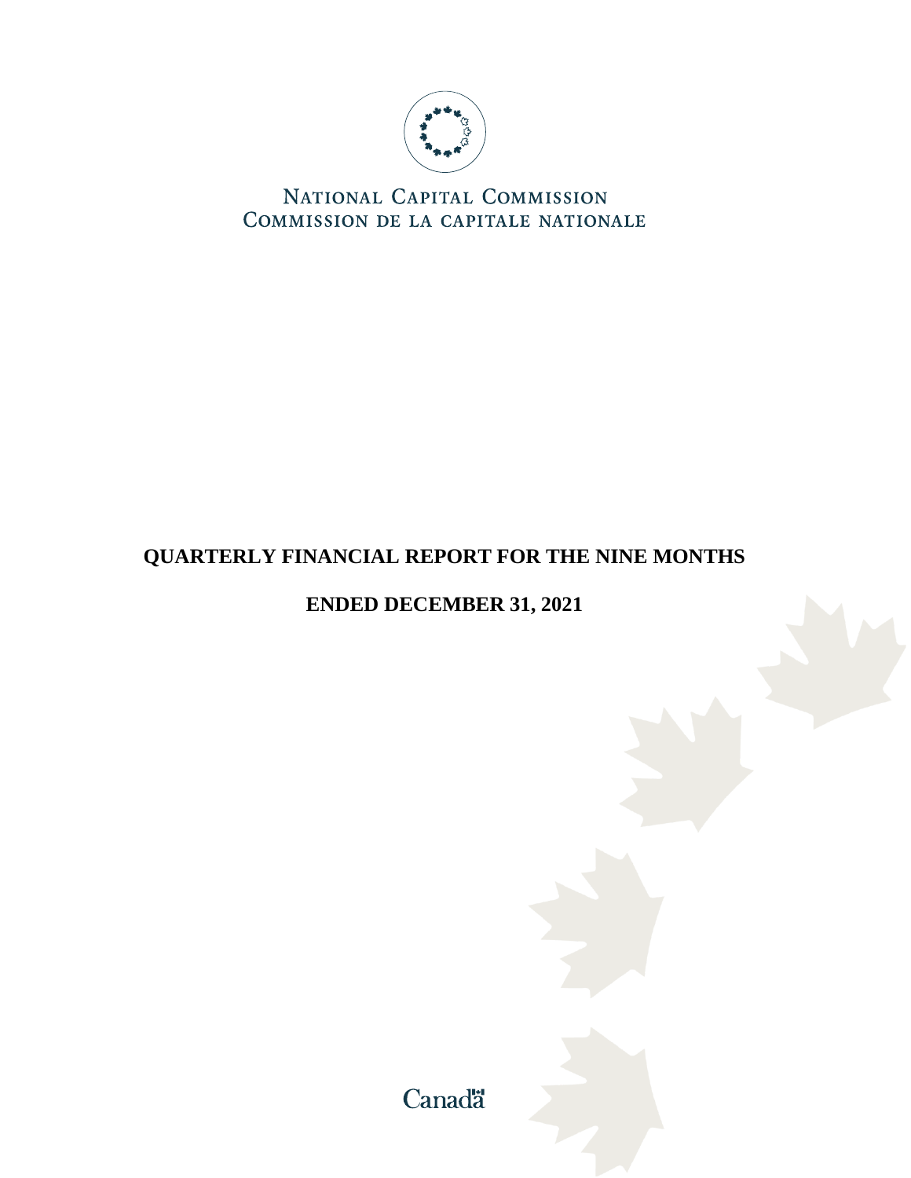NATIONAL CAPITAL COMMISSION
COMMISSION DE LA CAPITALE NATIONALE

# QUARTERLY FINANCIAL REPORT FOR THE NINE MONTHS

# ENDED DECEMBER 31, 2021

Canada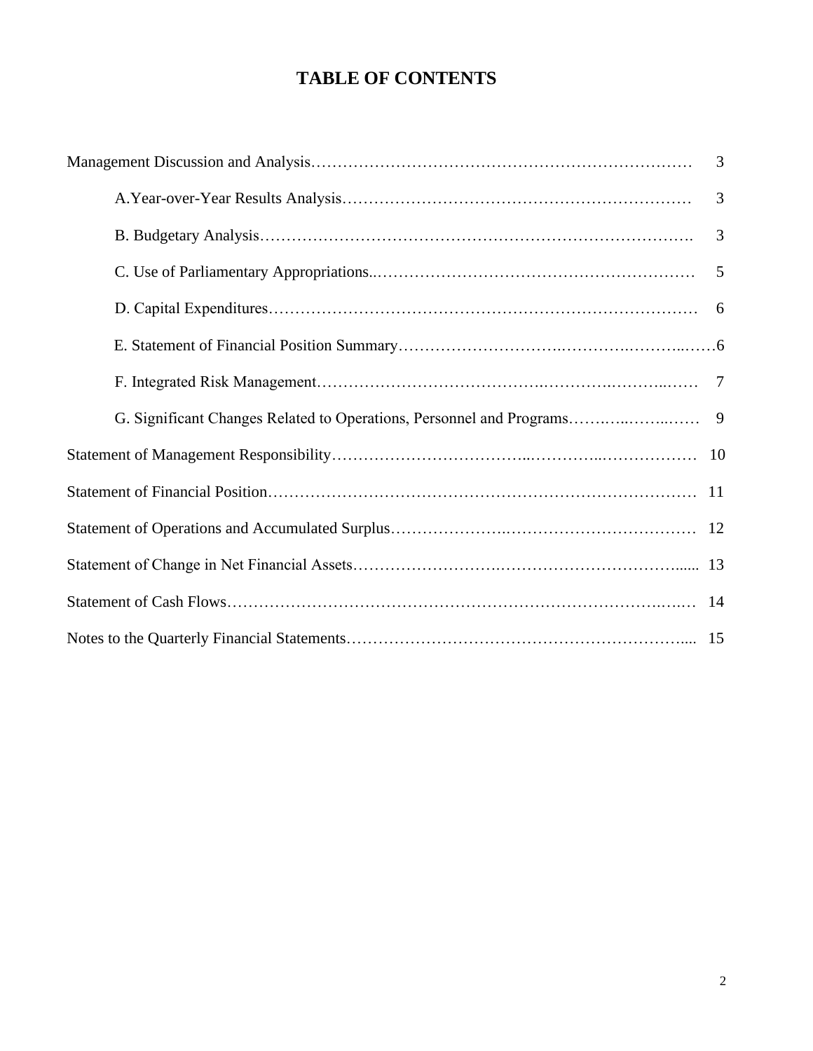# TABLE OF CONTENTS

| | |
|---|---|
| Management Discussion and Analysis | 3 |
| A.Year-over-Year Results Analysis | 3 |
| B. Budgetary Analysis | 3 |
| C. Use of Parliamentary Appropriations. | 5 |
| D. Capital Expenditures | 6 |
| E. Statement of Financial Position Summary | 6 |
| F. Integrated Risk Management | 7 |
| G. Significant Changes Related to Operations, Personnel and Programs | 9 |
| Statement of Management Responsibility | 10 |
| Statement of Financial Position | 11 |
| Statement of Operations and Accumulated Surplus | 12 |
| Statement of Change in Net Financial Assets | 13 |
| Statement of Cash Flows | 14 |
| Notes to the Quarterly Financial Statements | 15 |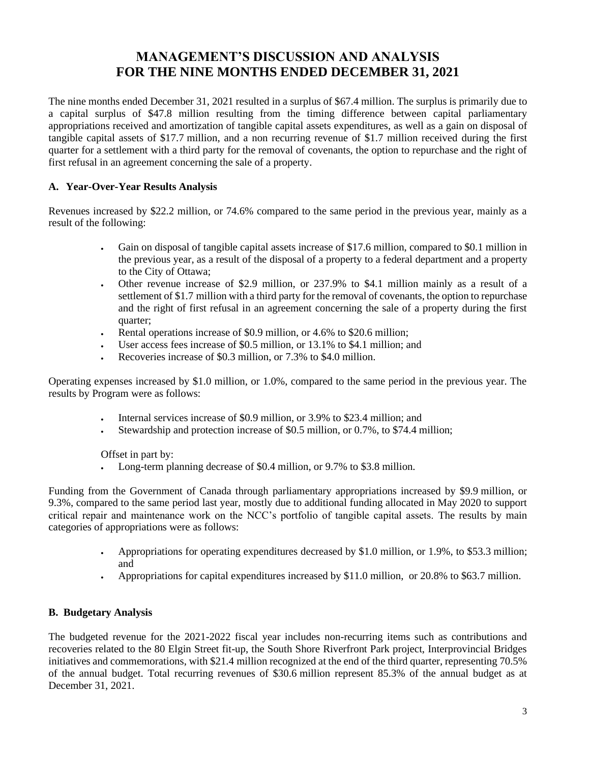# MANAGEMENT'S DISCUSSION AND ANALYSIS FOR THE NINE MONTHS ENDED DECEMBER 31, 2021

The nine months ended December 31, 2021 resulted in a surplus of $67.4 million. The surplus is primarily due to a capital surplus of $47.8 million resulting from the timing difference between capital parliamentary appropriations received and amortization of tangible capital assets expenditures, as well as a gain on disposal of tangible capital assets of $17.7 million, and a non recurring revenue of $1.7 million received during the first quarter for a settlement with a third party for the removal of covenants, the option to repurchase and the right of first refusal in an agreement concerning the sale of a property.

## A. Year-Over-Year Results Analysis

Revenues increased by $22.2 million, or 74.6% compared to the same period in the previous year, mainly as a result of the following:

- Gain on disposal of tangible capital assets increase of $17.6 million, compared to $0.1 million in the previous year, as a result of the disposal of a property to a federal department and a property to the City of Ottawa;
- Other revenue increase of $2.9 million, or 237.9% to $4.1 million mainly as a result of a settlement of $1.7 million with a third party for the removal of covenants, the option to repurchase and the right of first refusal in an agreement concerning the sale of a property during the first quarter;
- Rental operations increase of $0.9 million, or 4.6% to $20.6 million;
- User access fees increase of $0.5 million, or 13.1% to $4.1 million; and
- Recoveries increase of $0.3 million, or 7.3% to $4.0 million.

Operating expenses increased by $1.0 million, or 1.0%, compared to the same period in the previous year. The results by Program were as follows:

- Internal services increase of $0.9 million, or 3.9% to $23.4 million; and
- Stewardship and protection increase of $0.5 million, or 0.7%, to $74.4 million;

Offset in part by:

- Long-term planning decrease of $0.4 million, or 9.7% to $3.8 million.

Funding from the Government of Canada through parliamentary appropriations increased by $9.9 million, or 9.3%, compared to the same period last year, mostly due to additional funding allocated in May 2020 to support critical repair and maintenance work on the NCC's portfolio of tangible capital assets. The results by main categories of appropriations were as follows:

- Appropriations for operating expenditures decreased by $1.0 million, or 1.9%, to $53.3 million; and
- Appropriations for capital expenditures increased by $11.0 million, or 20.8% to $63.7 million.

## B. Budgetary Analysis

The budgeted revenue for the 2021-2022 fiscal year includes non-recurring items such as contributions and recoveries related to the 80 Elgin Street fit-up, the South Shore Riverfront Park project, Interprovincial Bridges initiatives and commemorations, with $21.4 million recognized at the end of the third quarter, representing 70.5% of the annual budget. Total recurring revenues of $30.6 million represent 85.3% of the annual budget as at December 31, 2021.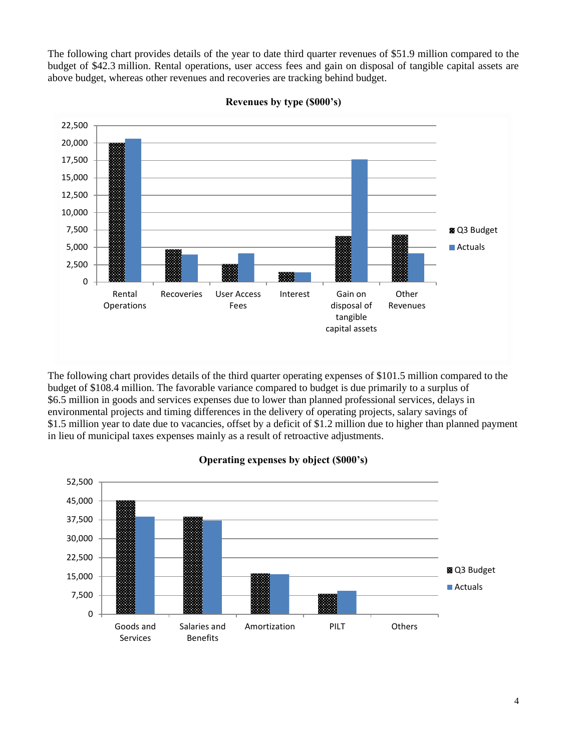The following chart provides details of the year to date third quarter revenues of $51.9 million compared to the budget of $42.3 million. Rental operations, user access fees and gain on disposal of tangible capital assets are above budget, whereas other revenues and recoveries are tracking behind budget.

**Revenues by type ($000's)**

The following chart provides details of the third quarter operating expenses of $101.5 million compared to the budget of $108.4 million. The favorable variance compared to budget is due primarily to a surplus of $6.5 million in goods and services expenses due to lower than planned professional services, delays in environmental projects and timing differences in the delivery of operating projects, salary savings of $1.5 million year to date due to vacancies, offset by a deficit of $1.2 million due to higher than planned payment in lieu of municipal taxes expenses mainly as a result of retroactive adjustments.

**Operating expenses by object ($000's)**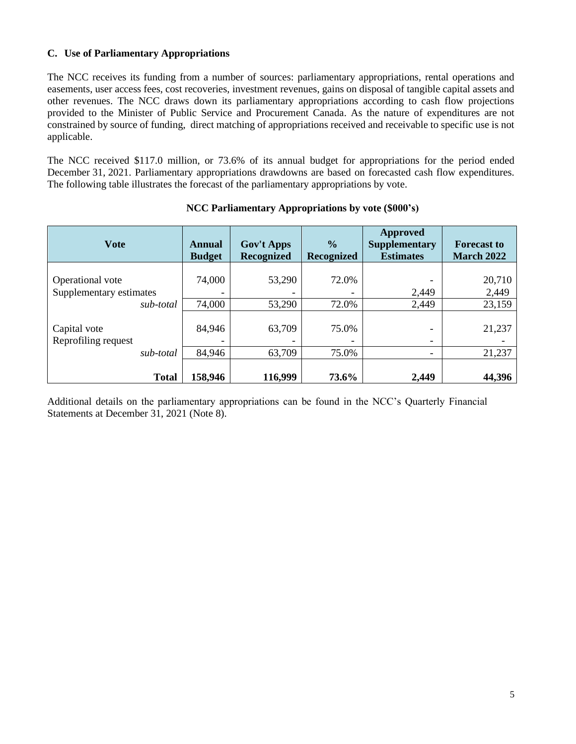### C. Use of Parliamentary Appropriations

The NCC receives its funding from a number of sources: parliamentary appropriations, rental operations and easements, user access fees, cost recoveries, investment revenues, gains on disposal of tangible capital assets and other revenues. The NCC draws down its parliamentary appropriations according to cash flow projections provided to the Minister of Public Service and Procurement Canada. As the nature of expenditures are not constrained by source of funding, direct matching of appropriations received and receivable to specific use is not applicable.

The NCC received $117.0 million, or 73.6% of its annual budget for appropriations for the period ended December 31, 2021. Parliamentary appropriations drawdowns are based on forecasted cash flow expenditures. The following table illustrates the forecast of the parliamentary appropriations by vote.

**NCC Parliamentary Appropriations by vote ($000's)**

| Vote | Annual Budget | Gov't Apps Recognized | % Recognized | Approved Supplementary Estimates | Forecast to March 2022 |
|---|---|---|---|---|---|
| Operational vote | 74,000 | 53,290 | 72.0% | - | 20,710 |
| Supplementary estimates | - | - | - | 2,449 | 2,449 |
| *sub-total* | 74,000 | 53,290 | 72.0% | 2,449 | 23,159 |
| Capital vote | 84,946 | 63,709 | 75.0% | - | 21,237 |
| Reprofiling request | - | - | - | - | - |
| *sub-total* | 84,946 | 63,709 | 75.0% | - | 21,237 |
| **Total** | **158,946** | **116,999** | **73.6%** | **2,449** | **44,396** |

Additional details on the parliamentary appropriations can be found in the NCC's Quarterly Financial Statements at December 31, 2021 (Note 8).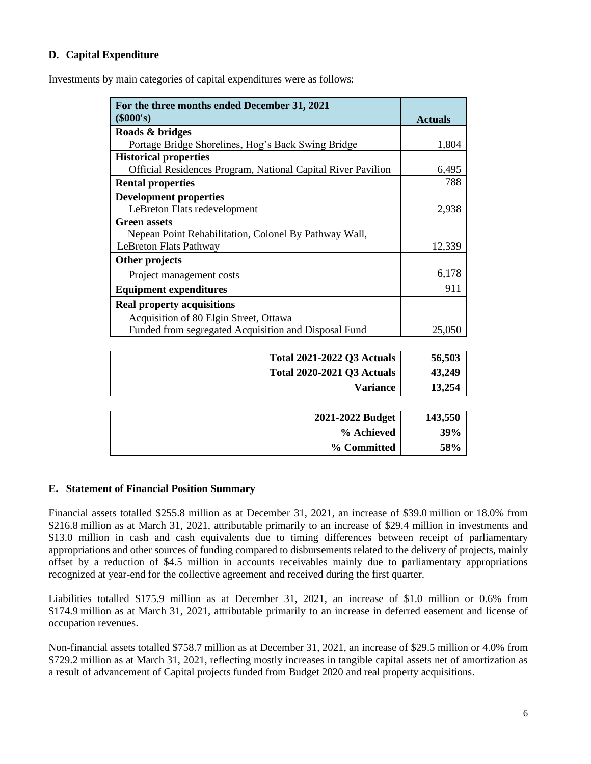## D. Capital Expenditure

Investments by main categories of capital expenditures were as follows:

| For the three months ended December 31, 2021 ($000's) | Actuals |
|---|---|
| **Roads & bridges** | |
| Portage Bridge Shorelines, Hog's Back Swing Bridge | 1,804 |
| **Historical properties** | |
| Official Residences Program, National Capital River Pavilion | 6,495 |
| **Rental properties** | 788 |
| **Development properties** | |
| LeBreton Flats redevelopment | 2,938 |
| **Green assets** | |
| Nepean Point Rehabilitation, Colonel By Pathway Wall, LeBreton Flats Pathway | 12,339 |
| **Other projects** | |
| Project management costs | 6,178 |
| **Equipment expenditures** | 911 |
| **Real property acquisitions** | |
| Acquisition of 80 Elgin Street, Ottawa<br>Funded from segregated Acquisition and Disposal Fund | 25,050 |

| | |
|---|---|
| **Total 2021-2022 Q3 Actuals** | **56,503** |
| **Total 2020-2021 Q3 Actuals** | **43,249** |
| **Variance** | **13,254** |

| | |
|---|---|
| **2021-2022 Budget** | **143,550** |
| **% Achieved** | **39%** |
| **% Committed** | **58%** |

## E. Statement of Financial Position Summary

Financial assets totalled $255.8 million as at December 31, 2021, an increase of $39.0 million or 18.0% from $216.8 million as at March 31, 2021, attributable primarily to an increase of $29.4 million in investments and $13.0 million in cash and cash equivalents due to timing differences between receipt of parliamentary appropriations and other sources of funding compared to disbursements related to the delivery of projects, mainly offset by a reduction of $4.5 million in accounts receivables mainly due to parliamentary appropriations recognized at year-end for the collective agreement and received during the first quarter.

Liabilities totalled $175.9 million as at December 31, 2021, an increase of $1.0 million or 0.6% from $174.9 million as at March 31, 2021, attributable primarily to an increase in deferred easement and license of occupation revenues.

Non-financial assets totalled $758.7 million as at December 31, 2021, an increase of $29.5 million or 4.0% from $729.2 million as at March 31, 2021, reflecting mostly increases in tangible capital assets net of amortization as a result of advancement of Capital projects funded from Budget 2020 and real property acquisitions.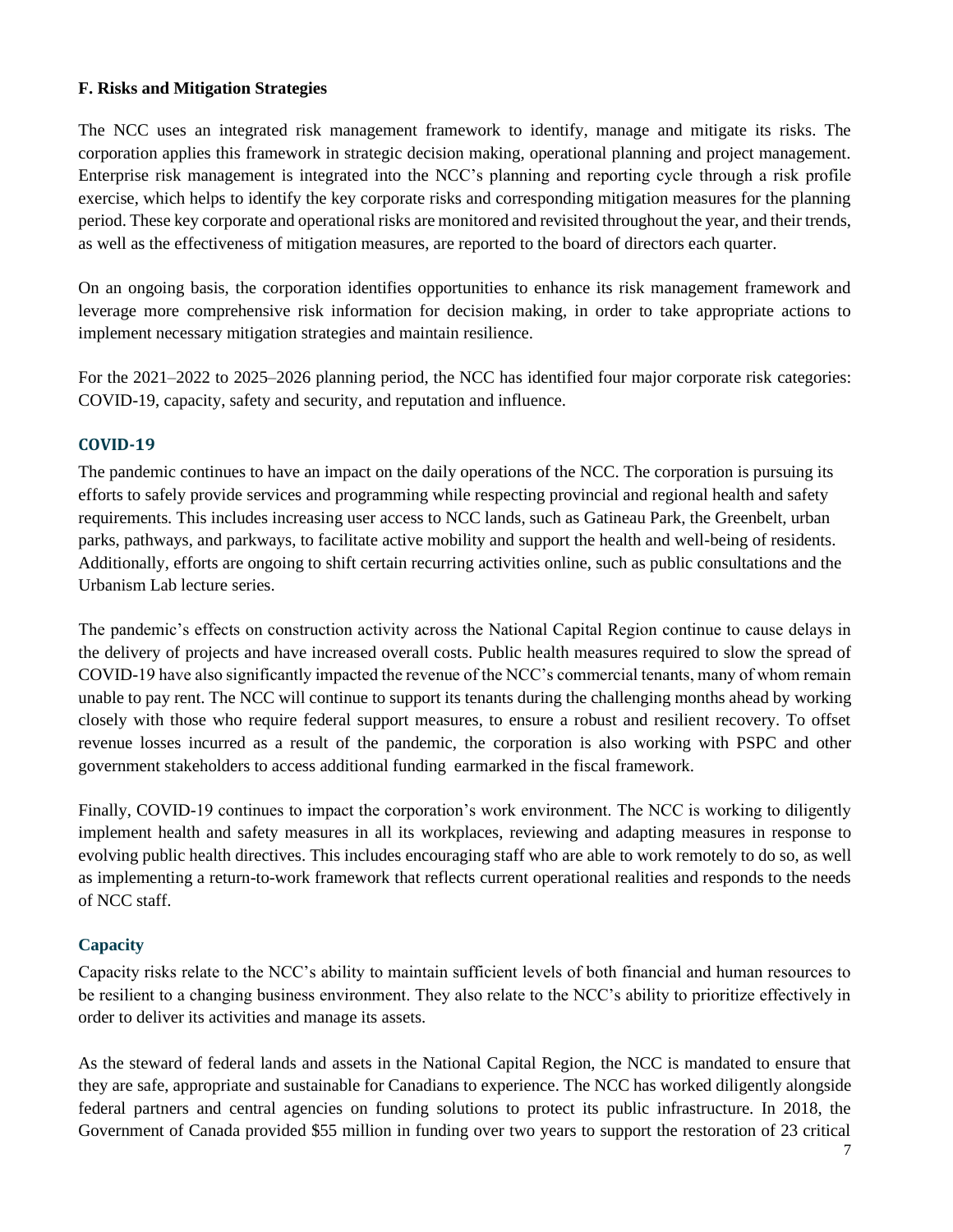## F. Risks and Mitigation Strategies

The NCC uses an integrated risk management framework to identify, manage and mitigate its risks. The corporation applies this framework in strategic decision making, operational planning and project management. Enterprise risk management is integrated into the NCC's planning and reporting cycle through a risk profile exercise, which helps to identify the key corporate risks and corresponding mitigation measures for the planning period. These key corporate and operational risks are monitored and revisited throughout the year, and their trends, as well as the effectiveness of mitigation measures, are reported to the board of directors each quarter.

On an ongoing basis, the corporation identifies opportunities to enhance its risk management framework and leverage more comprehensive risk information for decision making, in order to take appropriate actions to implement necessary mitigation strategies and maintain resilience.

For the 2021–2022 to 2025–2026 planning period, the NCC has identified four major corporate risk categories: COVID-19, capacity, safety and security, and reputation and influence.

### COVID-19

The pandemic continues to have an impact on the daily operations of the NCC. The corporation is pursuing its efforts to safely provide services and programming while respecting provincial and regional health and safety requirements. This includes increasing user access to NCC lands, such as Gatineau Park, the Greenbelt, urban parks, pathways, and parkways, to facilitate active mobility and support the health and well-being of residents. Additionally, efforts are ongoing to shift certain recurring activities online, such as public consultations and the Urbanism Lab lecture series.

The pandemic's effects on construction activity across the National Capital Region continue to cause delays in the delivery of projects and have increased overall costs. Public health measures required to slow the spread of COVID-19 have also significantly impacted the revenue of the NCC's commercial tenants, many of whom remain unable to pay rent. The NCC will continue to support its tenants during the challenging months ahead by working closely with those who require federal support measures, to ensure a robust and resilient recovery. To offset revenue losses incurred as a result of the pandemic, the corporation is also working with PSPC and other government stakeholders to access additional funding earmarked in the fiscal framework.

Finally, COVID-19 continues to impact the corporation's work environment. The NCC is working to diligently implement health and safety measures in all its workplaces, reviewing and adapting measures in response to evolving public health directives. This includes encouraging staff who are able to work remotely to do so, as well as implementing a return-to-work framework that reflects current operational realities and responds to the needs of NCC staff.

### Capacity

Capacity risks relate to the NCC's ability to maintain sufficient levels of both financial and human resources to be resilient to a changing business environment. They also relate to the NCC's ability to prioritize effectively in order to deliver its activities and manage its assets.

As the steward of federal lands and assets in the National Capital Region, the NCC is mandated to ensure that they are safe, appropriate and sustainable for Canadians to experience. The NCC has worked diligently alongside federal partners and central agencies on funding solutions to protect its public infrastructure. In 2018, the Government of Canada provided $55 million in funding over two years to support the restoration of 23 critical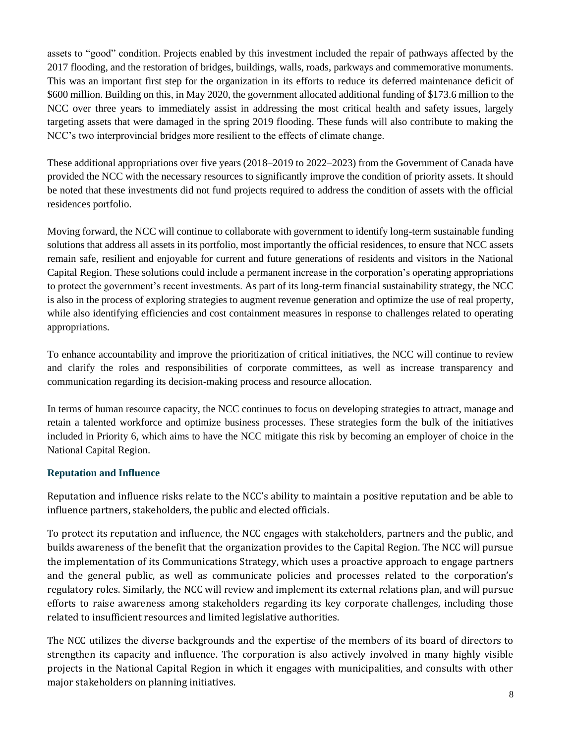assets to "good" condition. Projects enabled by this investment included the repair of pathways affected by the 2017 flooding, and the restoration of bridges, buildings, walls, roads, parkways and commemorative monuments. This was an important first step for the organization in its efforts to reduce its deferred maintenance deficit of $600 million. Building on this, in May 2020, the government allocated additional funding of $173.6 million to the NCC over three years to immediately assist in addressing the most critical health and safety issues, largely targeting assets that were damaged in the spring 2019 flooding. These funds will also contribute to making the NCC's two interprovincial bridges more resilient to the effects of climate change.

These additional appropriations over five years (2018–2019 to 2022–2023) from the Government of Canada have provided the NCC with the necessary resources to significantly improve the condition of priority assets. It should be noted that these investments did not fund projects required to address the condition of assets with the official residences portfolio.

Moving forward, the NCC will continue to collaborate with government to identify long-term sustainable funding solutions that address all assets in its portfolio, most importantly the official residences, to ensure that NCC assets remain safe, resilient and enjoyable for current and future generations of residents and visitors in the National Capital Region. These solutions could include a permanent increase in the corporation's operating appropriations to protect the government's recent investments. As part of its long-term financial sustainability strategy, the NCC is also in the process of exploring strategies to augment revenue generation and optimize the use of real property, while also identifying efficiencies and cost containment measures in response to challenges related to operating appropriations.

To enhance accountability and improve the prioritization of critical initiatives, the NCC will continue to review and clarify the roles and responsibilities of corporate committees, as well as increase transparency and communication regarding its decision-making process and resource allocation.

In terms of human resource capacity, the NCC continues to focus on developing strategies to attract, manage and retain a talented workforce and optimize business processes. These strategies form the bulk of the initiatives included in Priority 6, which aims to have the NCC mitigate this risk by becoming an employer of choice in the National Capital Region.

### Reputation and Influence

Reputation and influence risks relate to the NCC's ability to maintain a positive reputation and be able to influence partners, stakeholders, the public and elected officials.

To protect its reputation and influence, the NCC engages with stakeholders, partners and the public, and builds awareness of the benefit that the organization provides to the Capital Region. The NCC will pursue the implementation of its Communications Strategy, which uses a proactive approach to engage partners and the general public, as well as communicate policies and processes related to the corporation's regulatory roles. Similarly, the NCC will review and implement its external relations plan, and will pursue efforts to raise awareness among stakeholders regarding its key corporate challenges, including those related to insufficient resources and limited legislative authorities.

The NCC utilizes the diverse backgrounds and the expertise of the members of its board of directors to strengthen its capacity and influence. The corporation is also actively involved in many highly visible projects in the National Capital Region in which it engages with municipalities, and consults with other major stakeholders on planning initiatives.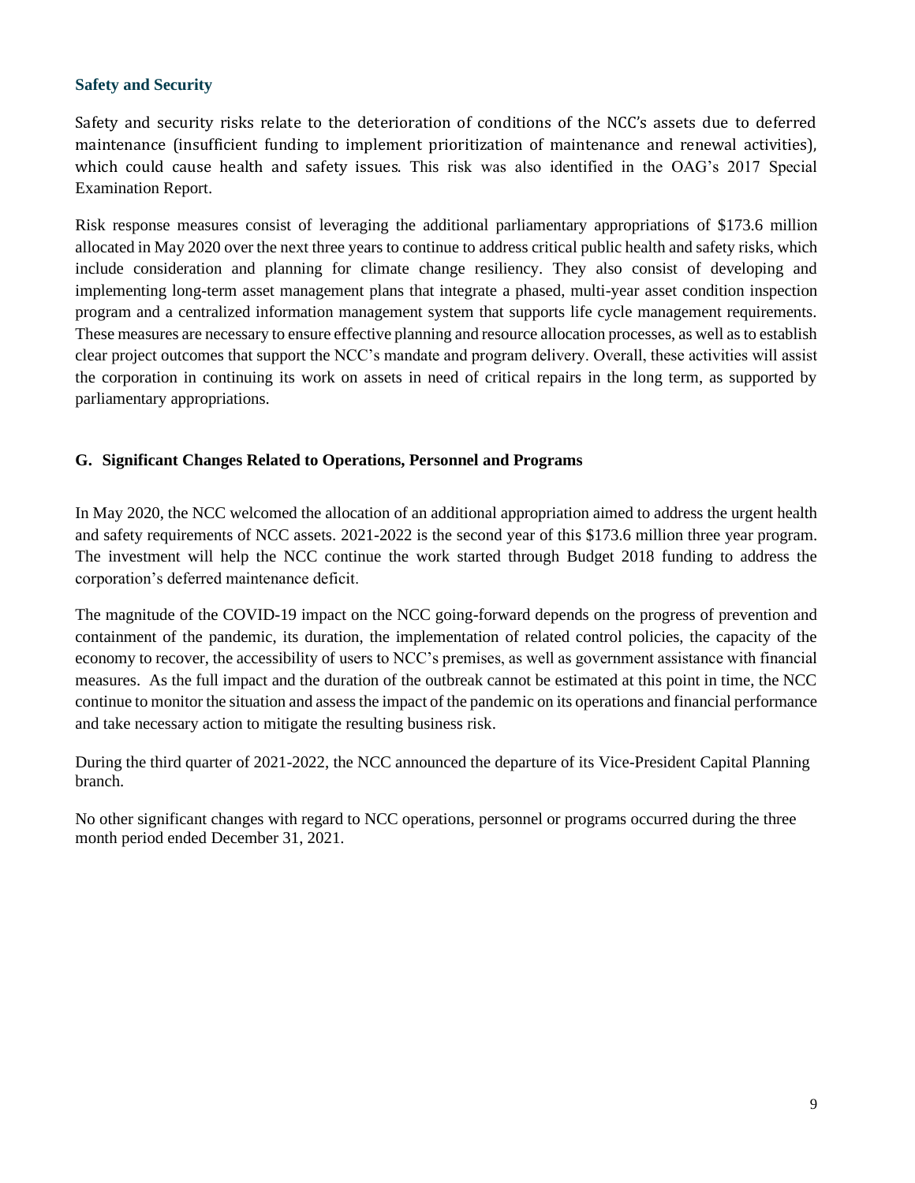### Safety and Security

Safety and security risks relate to the deterioration of conditions of the NCC's assets due to deferred maintenance (insufficient funding to implement prioritization of maintenance and renewal activities), which could cause health and safety issues. This risk was also identified in the OAG's 2017 Special Examination Report.

Risk response measures consist of leveraging the additional parliamentary appropriations of $173.6 million allocated in May 2020 over the next three years to continue to address critical public health and safety risks, which include consideration and planning for climate change resiliency. They also consist of developing and implementing long-term asset management plans that integrate a phased, multi-year asset condition inspection program and a centralized information management system that supports life cycle management requirements. These measures are necessary to ensure effective planning and resource allocation processes, as well as to establish clear project outcomes that support the NCC's mandate and program delivery. Overall, these activities will assist the corporation in continuing its work on assets in need of critical repairs in the long term, as supported by parliamentary appropriations.

## G. Significant Changes Related to Operations, Personnel and Programs

In May 2020, the NCC welcomed the allocation of an additional appropriation aimed to address the urgent health and safety requirements of NCC assets. 2021-2022 is the second year of this $173.6 million three year program. The investment will help the NCC continue the work started through Budget 2018 funding to address the corporation's deferred maintenance deficit.

The magnitude of the COVID-19 impact on the NCC going-forward depends on the progress of prevention and containment of the pandemic, its duration, the implementation of related control policies, the capacity of the economy to recover, the accessibility of users to NCC's premises, as well as government assistance with financial measures. As the full impact and the duration of the outbreak cannot be estimated at this point in time, the NCC continue to monitor the situation and assess the impact of the pandemic on its operations and financial performance and take necessary action to mitigate the resulting business risk.

During the third quarter of 2021-2022, the NCC announced the departure of its Vice-President Capital Planning branch.

No other significant changes with regard to NCC operations, personnel or programs occurred during the three month period ended December 31, 2021.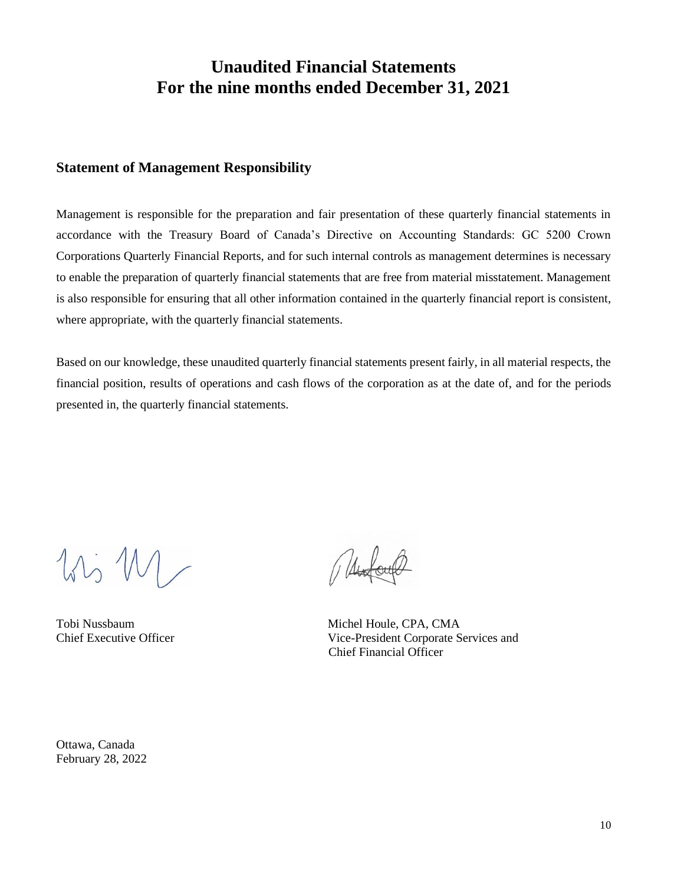# Unaudited Financial Statements
# For the nine months ended December 31, 2021

## Statement of Management Responsibility

Management is responsible for the preparation and fair presentation of these quarterly financial statements in accordance with the Treasury Board of Canada's Directive on Accounting Standards: GC 5200 Crown Corporations Quarterly Financial Reports, and for such internal controls as management determines is necessary to enable the preparation of quarterly financial statements that are free from material misstatement. Management is also responsible for ensuring that all other information contained in the quarterly financial report is consistent, where appropriate, with the quarterly financial statements.

Based on our knowledge, these unaudited quarterly financial statements present fairly, in all material respects, the financial position, results of operations and cash flows of the corporation as at the date of, and for the periods presented in, the quarterly financial statements.

Tobi Nussbaum
Chief Executive Officer

Michel Houle, CPA, CMA
Vice-President Corporate Services and
Chief Financial Officer

Ottawa, Canada
February 28, 2022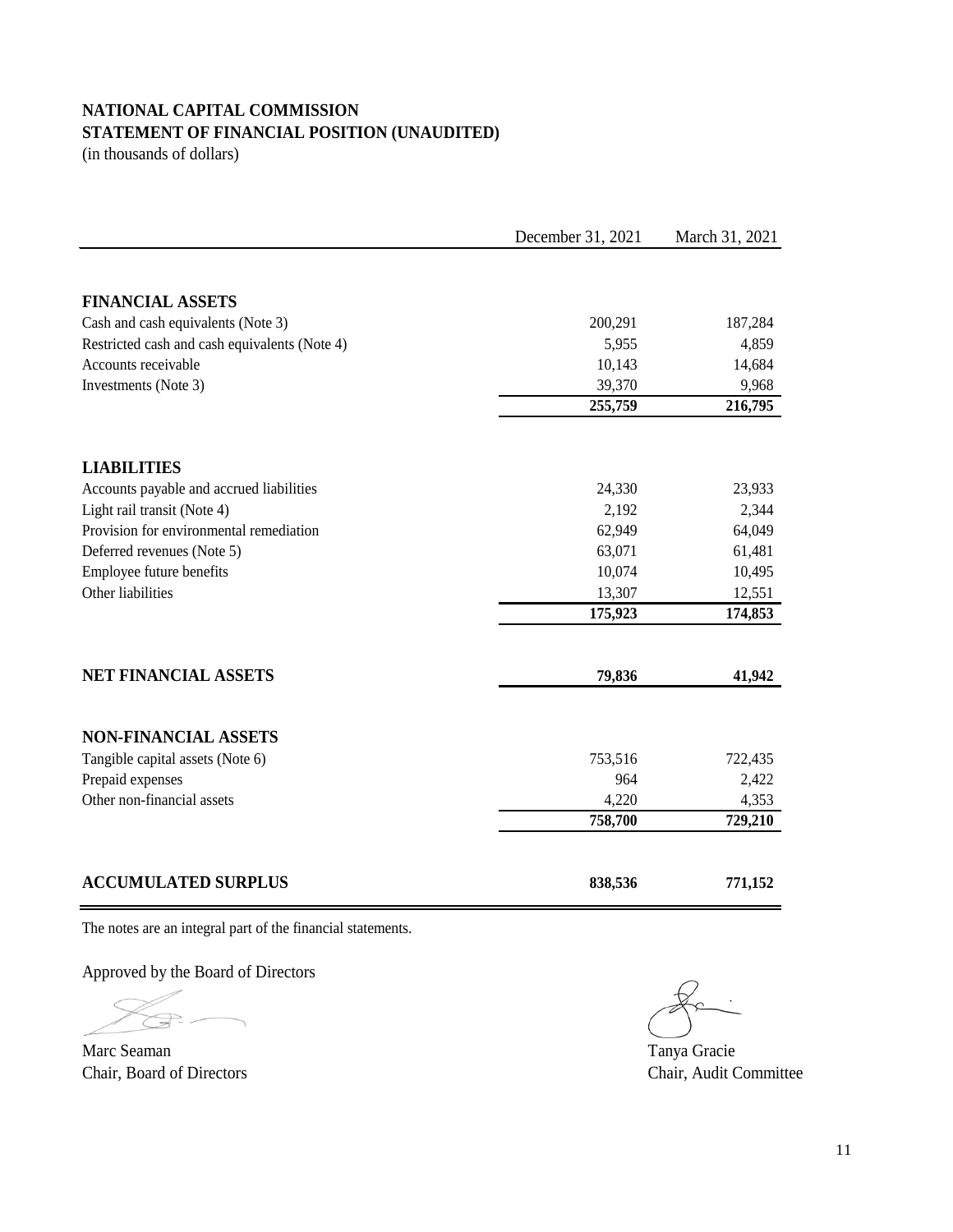# NATIONAL CAPITAL COMMISSION
## STATEMENT OF FINANCIAL POSITION (UNAUDITED)
(in thousands of dollars)

| | December 31, 2021 | March 31, 2021 |
|---|---|---|
| **FINANCIAL ASSETS** | | |
| Cash and cash equivalents (Note 3) | 200,291 | 187,284 |
| Restricted cash and cash equivalents (Note 4) | 5,955 | 4,859 |
| Accounts receivable | 10,143 | 14,684 |
| Investments (Note 3) | 39,370 | 9,968 |
| | **255,759** | **216,795** |
| **LIABILITIES** | | |
| Accounts payable and accrued liabilities | 24,330 | 23,933 |
| Light rail transit (Note 4) | 2,192 | 2,344 |
| Provision for environmental remediation | 62,949 | 64,049 |
| Deferred revenues (Note 5) | 63,071 | 61,481 |
| Employee future benefits | 10,074 | 10,495 |
| Other liabilities | 13,307 | 12,551 |
| | **175,923** | **174,853** |
| **NET FINANCIAL ASSETS** | **79,836** | **41,942** |
| **NON-FINANCIAL ASSETS** | | |
| Tangible capital assets (Note 6) | 753,516 | 722,435 |
| Prepaid expenses | 964 | 2,422 |
| Other non-financial assets | 4,220 | 4,353 |
| | **758,700** | **729,210** |
| **ACCUMULATED SURPLUS** | **838,536** | **771,152** |

The notes are an integral part of the financial statements.

Approved by the Board of Directors

Marc Seaman
Chair, Board of Directors

Tanya Gracie
Chair, Audit Committee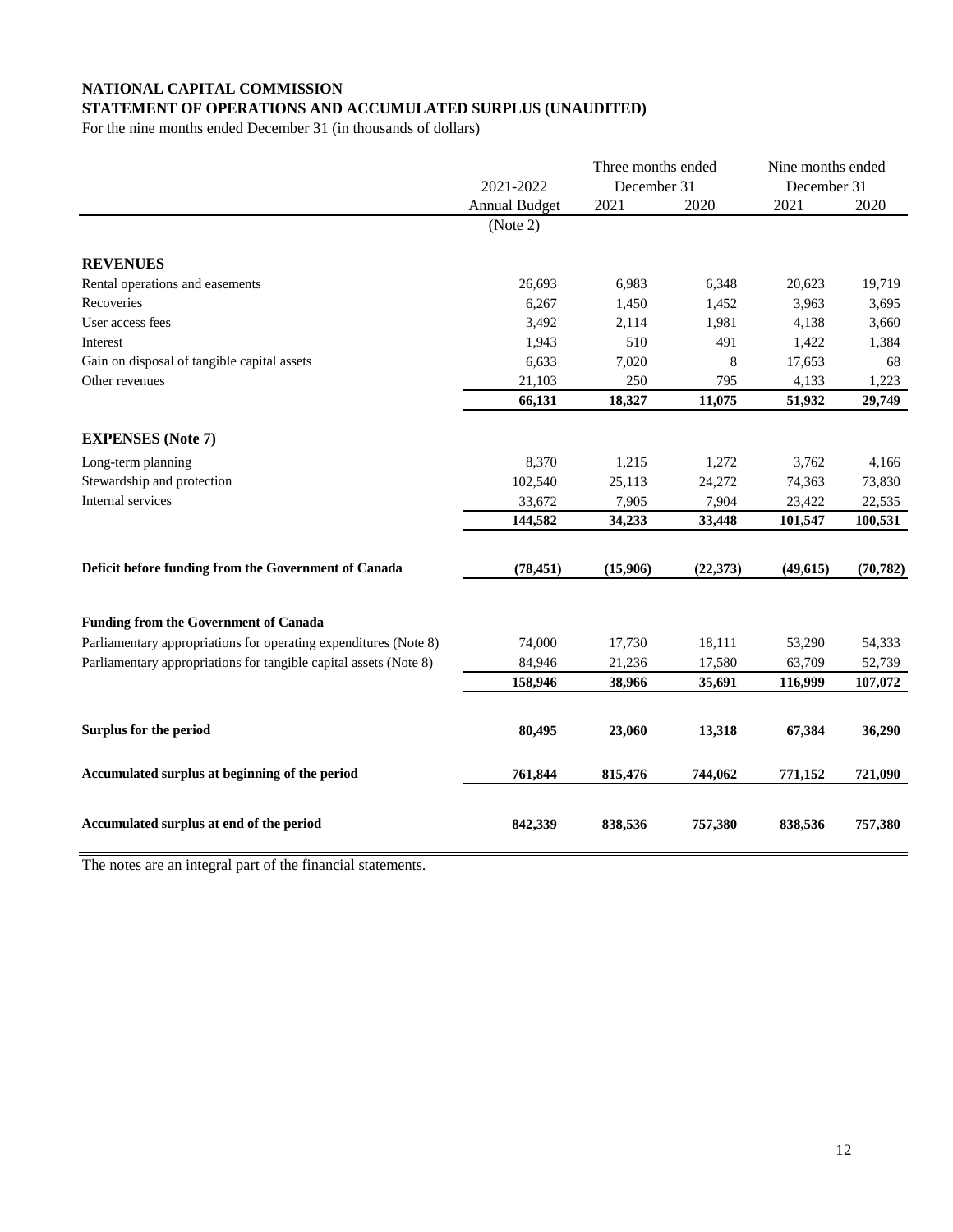**NATIONAL CAPITAL COMMISSION**
**STATEMENT OF OPERATIONS AND ACCUMULATED SURPLUS (UNAUDITED)**
For the nine months ended December 31 (in thousands of dollars)

| | 2021-2022 | Three months ended December 31 | | Nine months ended December 31 | |
|---|---|---|---|---|---|
| | Annual Budget (Note 2) | 2021 | 2020 | 2021 | 2020 |
| **REVENUES** | | | | | |
| Rental operations and easements | 26,693 | 6,983 | 6,348 | 20,623 | 19,719 |
| Recoveries | 6,267 | 1,450 | 1,452 | 3,963 | 3,695 |
| User access fees | 3,492 | 2,114 | 1,981 | 4,138 | 3,660 |
| Interest | 1,943 | 510 | 491 | 1,422 | 1,384 |
| Gain on disposal of tangible capital assets | 6,633 | 7,020 | 8 | 17,653 | 68 |
| Other revenues | 21,103 | 250 | 795 | 4,133 | 1,223 |
| | **66,131** | **18,327** | **11,075** | **51,932** | **29,749** |
| **EXPENSES (Note 7)** | | | | | |
| Long-term planning | 8,370 | 1,215 | 1,272 | 3,762 | 4,166 |
| Stewardship and protection | 102,540 | 25,113 | 24,272 | 74,363 | 73,830 |
| Internal services | 33,672 | 7,905 | 7,904 | 23,422 | 22,535 |
| | **144,582** | **34,233** | **33,448** | **101,547** | **100,531** |
| **Deficit before funding from the Government of Canada** | **(78,451)** | **(15,906)** | **(22,373)** | **(49,615)** | **(70,782)** |
| **Funding from the Government of Canada** | | | | | |
| Parliamentary appropriations for operating expenditures (Note 8) | 74,000 | 17,730 | 18,111 | 53,290 | 54,333 |
| Parliamentary appropriations for tangible capital assets (Note 8) | 84,946 | 21,236 | 17,580 | 63,709 | 52,739 |
| | **158,946** | **38,966** | **35,691** | **116,999** | **107,072** |
| **Surplus for the period** | **80,495** | **23,060** | **13,318** | **67,384** | **36,290** |
| **Accumulated surplus at beginning of the period** | **761,844** | **815,476** | **744,062** | **771,152** | **721,090** |
| **Accumulated surplus at end of the period** | **842,339** | **838,536** | **757,380** | **838,536** | **757,380** |

The notes are an integral part of the financial statements.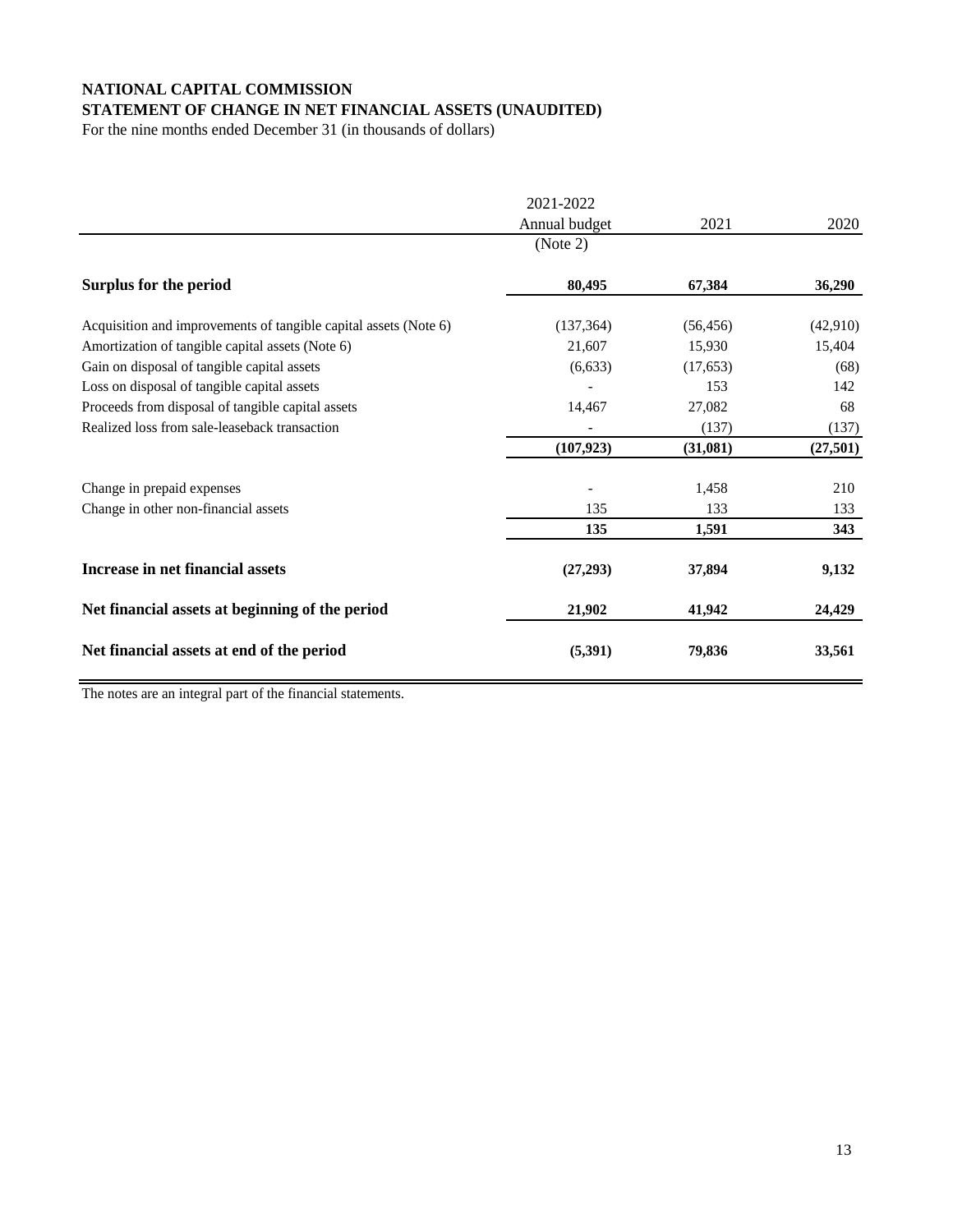**NATIONAL CAPITAL COMMISSION**
**STATEMENT OF CHANGE IN NET FINANCIAL ASSETS (UNAUDITED)**
For the nine months ended December 31 (in thousands of dollars)

| | 2021-2022 Annual budget (Note 2) | 2021 | 2020 |
|---|---|---|---|
| **Surplus for the period** | **80,495** | **67,384** | **36,290** |
| Acquisition and improvements of tangible capital assets (Note 6) | (137,364) | (56,456) | (42,910) |
| Amortization of tangible capital assets (Note 6) | 21,607 | 15,930 | 15,404 |
| Gain on disposal of tangible capital assets | (6,633) | (17,653) | (68) |
| Loss on disposal of tangible capital assets | - | 153 | 142 |
| Proceeds from disposal of tangible capital assets | 14,467 | 27,082 | 68 |
| Realized loss from sale-leaseback transaction | - | (137) | (137) |
| | **(107,923)** | **(31,081)** | **(27,501)** |
| Change in prepaid expenses | - | 1,458 | 210 |
| Change in other non-financial assets | 135 | 133 | 133 |
| | **135** | **1,591** | **343** |
| **Increase in net financial assets** | **(27,293)** | **37,894** | **9,132** |
| **Net financial assets at beginning of the period** | **21,902** | **41,942** | **24,429** |
| **Net financial assets at end of the period** | **(5,391)** | **79,836** | **33,561** |

The notes are an integral part of the financial statements.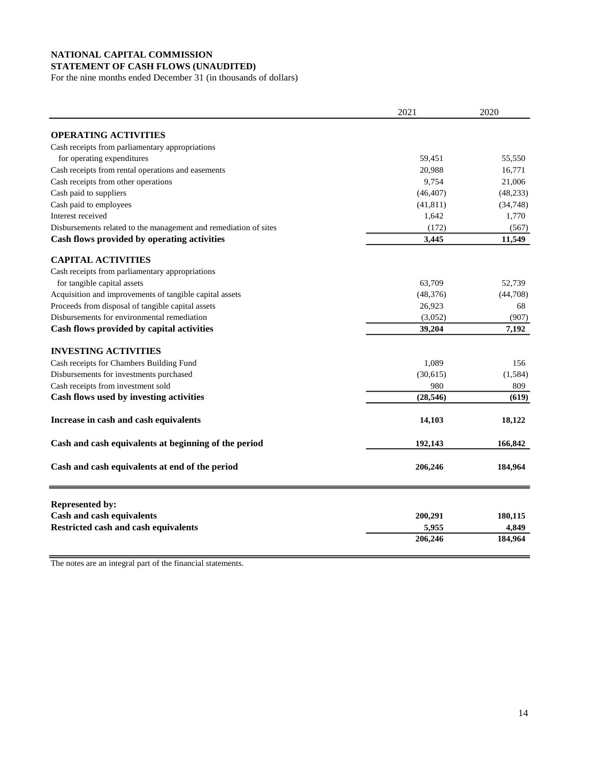**NATIONAL CAPITAL COMMISSION**
**STATEMENT OF CASH FLOWS (UNAUDITED)**
For the nine months ended December 31 (in thousands of dollars)

| | 2021 | 2020 |
|---|---|---|
| **OPERATING ACTIVITIES** | | |
| Cash receipts from parliamentary appropriations for operating expenditures | 59,451 | 55,550 |
| Cash receipts from rental operations and easements | 20,988 | 16,771 |
| Cash receipts from other operations | 9,754 | 21,006 |
| Cash paid to suppliers | (46,407) | (48,233) |
| Cash paid to employees | (41,811) | (34,748) |
| Interest received | 1,642 | 1,770 |
| Disbursements related to the management and remediation of sites | (172) | (567) |
| **Cash flows provided by operating activities** | **3,445** | **11,549** |
| **CAPITAL ACTIVITIES** | | |
| Cash receipts from parliamentary appropriations for tangible capital assets | 63,709 | 52,739 |
| Acquisition and improvements of tangible capital assets | (48,376) | (44,708) |
| Proceeds from disposal of tangible capital assets | 26,923 | 68 |
| Disbursements for environmental remediation | (3,052) | (907) |
| **Cash flows provided by capital activities** | **39,204** | **7,192** |
| **INVESTING ACTIVITIES** | | |
| Cash receipts for Chambers Building Fund | 1,089 | 156 |
| Disbursements for investments purchased | (30,615) | (1,584) |
| Cash receipts from investment sold | 980 | 809 |
| **Cash flows used by investing activities** | **(28,546)** | **(619)** |
| **Increase in cash and cash equivalents** | **14,103** | **18,122** |
| **Cash and cash equivalents at beginning of the period** | **192,143** | **166,842** |
| **Cash and cash equivalents at end of the period** | **206,246** | **184,964** |
| **Represented by:** | | |
| **Cash and cash equivalents** | **200,291** | **180,115** |
| **Restricted cash and cash equivalents** | **5,955** | **4,849** |
| | **206,246** | **184,964** |

The notes are an integral part of the financial statements.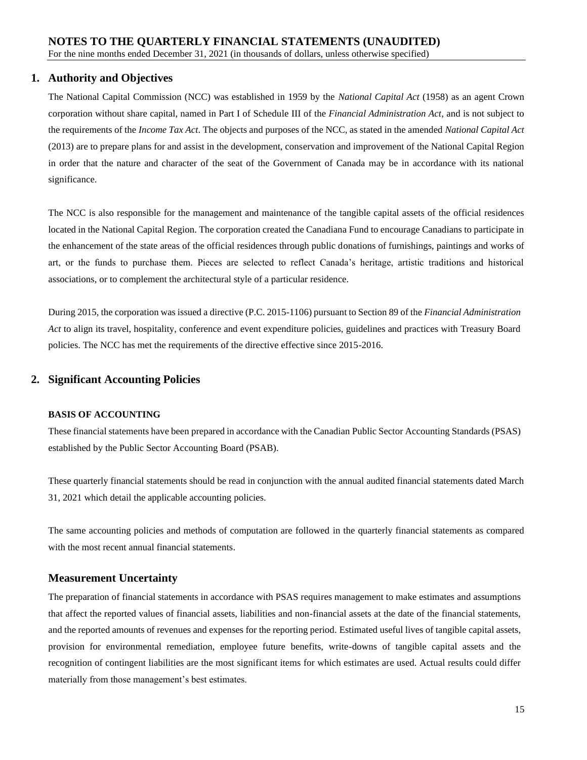# NOTES TO THE QUARTERLY FINANCIAL STATEMENTS (UNAUDITED)

For the nine months ended December 31, 2021 (in thousands of dollars, unless otherwise specified)

## 1. Authority and Objectives

The National Capital Commission (NCC) was established in 1959 by the *National Capital Act* (1958) as an agent Crown corporation without share capital, named in Part I of Schedule III of the *Financial Administration Act*, and is not subject to the requirements of the *Income Tax Act*. The objects and purposes of the NCC, as stated in the amended *National Capital Act* (2013) are to prepare plans for and assist in the development, conservation and improvement of the National Capital Region in order that the nature and character of the seat of the Government of Canada may be in accordance with its national significance.

The NCC is also responsible for the management and maintenance of the tangible capital assets of the official residences located in the National Capital Region. The corporation created the Canadiana Fund to encourage Canadians to participate in the enhancement of the state areas of the official residences through public donations of furnishings, paintings and works of art, or the funds to purchase them. Pieces are selected to reflect Canada's heritage, artistic traditions and historical associations, or to complement the architectural style of a particular residence.

During 2015, the corporation was issued a directive (P.C. 2015-1106) pursuant to Section 89 of the *Financial Administration Act* to align its travel, hospitality, conference and event expenditure policies, guidelines and practices with Treasury Board policies. The NCC has met the requirements of the directive effective since 2015-2016.

## 2. Significant Accounting Policies

### BASIS OF ACCOUNTING

These financial statements have been prepared in accordance with the Canadian Public Sector Accounting Standards (PSAS) established by the Public Sector Accounting Board (PSAB).

These quarterly financial statements should be read in conjunction with the annual audited financial statements dated March 31, 2021 which detail the applicable accounting policies.

The same accounting policies and methods of computation are followed in the quarterly financial statements as compared with the most recent annual financial statements.

### Measurement Uncertainty

The preparation of financial statements in accordance with PSAS requires management to make estimates and assumptions that affect the reported values of financial assets, liabilities and non-financial assets at the date of the financial statements, and the reported amounts of revenues and expenses for the reporting period. Estimated useful lives of tangible capital assets, provision for environmental remediation, employee future benefits, write-downs of tangible capital assets and the recognition of contingent liabilities are the most significant items for which estimates are used. Actual results could differ materially from those management's best estimates.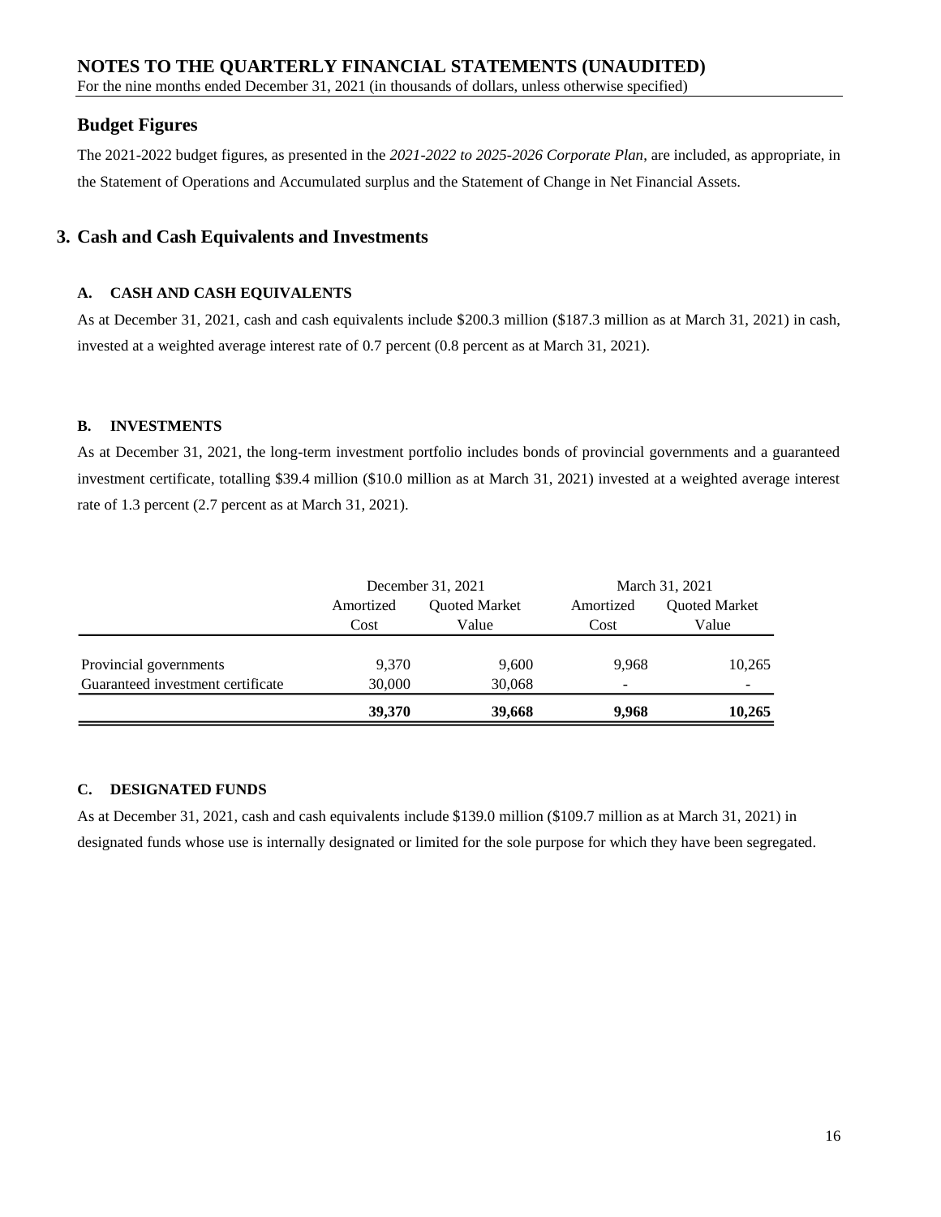# NOTES TO THE QUARTERLY FINANCIAL STATEMENTS (UNAUDITED)

For the nine months ended December 31, 2021 (in thousands of dollars, unless otherwise specified)

## Budget Figures

The 2021-2022 budget figures, as presented in the *2021-2022 to 2025-2026 Corporate Plan*, are included, as appropriate, in the Statement of Operations and Accumulated surplus and the Statement of Change in Net Financial Assets.

## 3. Cash and Cash Equivalents and Investments

### A. CASH AND CASH EQUIVALENTS

As at December 31, 2021, cash and cash equivalents include $200.3 million ($187.3 million as at March 31, 2021) in cash, invested at a weighted average interest rate of 0.7 percent (0.8 percent as at March 31, 2021).

### B. INVESTMENTS

As at December 31, 2021, the long-term investment portfolio includes bonds of provincial governments and a guaranteed investment certificate, totalling $39.4 million ($10.0 million as at March 31, 2021) invested at a weighted average interest rate of 1.3 percent (2.7 percent as at March 31, 2021).

| | December 31, 2021 | | March 31, 2021 | |
|---|---|---|---|---|
| | Amortized Cost | Quoted Market Value | Amortized Cost | Quoted Market Value |
| Provincial governments | 9,370 | 9,600 | 9,968 | 10,265 |
| Guaranteed investment certificate | 30,000 | 30,068 | - | - |
| | **39,370** | **39,668** | **9,968** | **10,265** |

### C. DESIGNATED FUNDS

As at December 31, 2021, cash and cash equivalents include $139.0 million ($109.7 million as at March 31, 2021) in designated funds whose use is internally designated or limited for the sole purpose for which they have been segregated.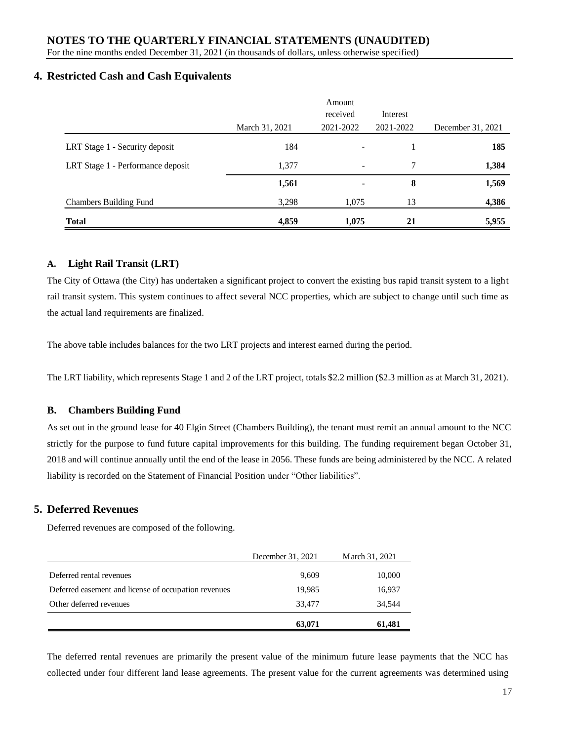## 4. Restricted Cash and Cash Equivalents

| | March 31, 2021 | Amount received 2021-2022 | Interest 2021-2022 | December 31, 2021 |
|---|---|---|---|---|
| LRT Stage 1 - Security deposit | 184 | - | 1 | **185** |
| LRT Stage 1 - Performance deposit | 1,377 | - | 7 | **1,384** |
| | **1,561** | **-** | **8** | **1,569** |
| Chambers Building Fund | 3,298 | 1,075 | 13 | **4,386** |
| **Total** | **4,859** | **1,075** | **21** | **5,955** |

### A. Light Rail Transit (LRT)

The City of Ottawa (the City) has undertaken a significant project to convert the existing bus rapid transit system to a light rail transit system. This system continues to affect several NCC properties, which are subject to change until such time as the actual land requirements are finalized.

The above table includes balances for the two LRT projects and interest earned during the period.

The LRT liability, which represents Stage 1 and 2 of the LRT project, totals $2.2 million ($2.3 million as at March 31, 2021).

### B. Chambers Building Fund

As set out in the ground lease for 40 Elgin Street (Chambers Building), the tenant must remit an annual amount to the NCC strictly for the purpose to fund future capital improvements for this building. The funding requirement began October 31, 2018 and will continue annually until the end of the lease in 2056. These funds are being administered by the NCC. A related liability is recorded on the Statement of Financial Position under "Other liabilities".

## 5. Deferred Revenues

Deferred revenues are composed of the following.

| | December 31, 2021 | March 31, 2021 |
|---|---|---|
| Deferred rental revenues | 9,609 | 10,000 |
| Deferred easement and license of occupation revenues | 19,985 | 16,937 |
| Other deferred revenues | 33,477 | 34,544 |
| | **63,071** | **61,481** |

The deferred rental revenues are primarily the present value of the minimum future lease payments that the NCC has collected under four different land lease agreements. The present value for the current agreements was determined using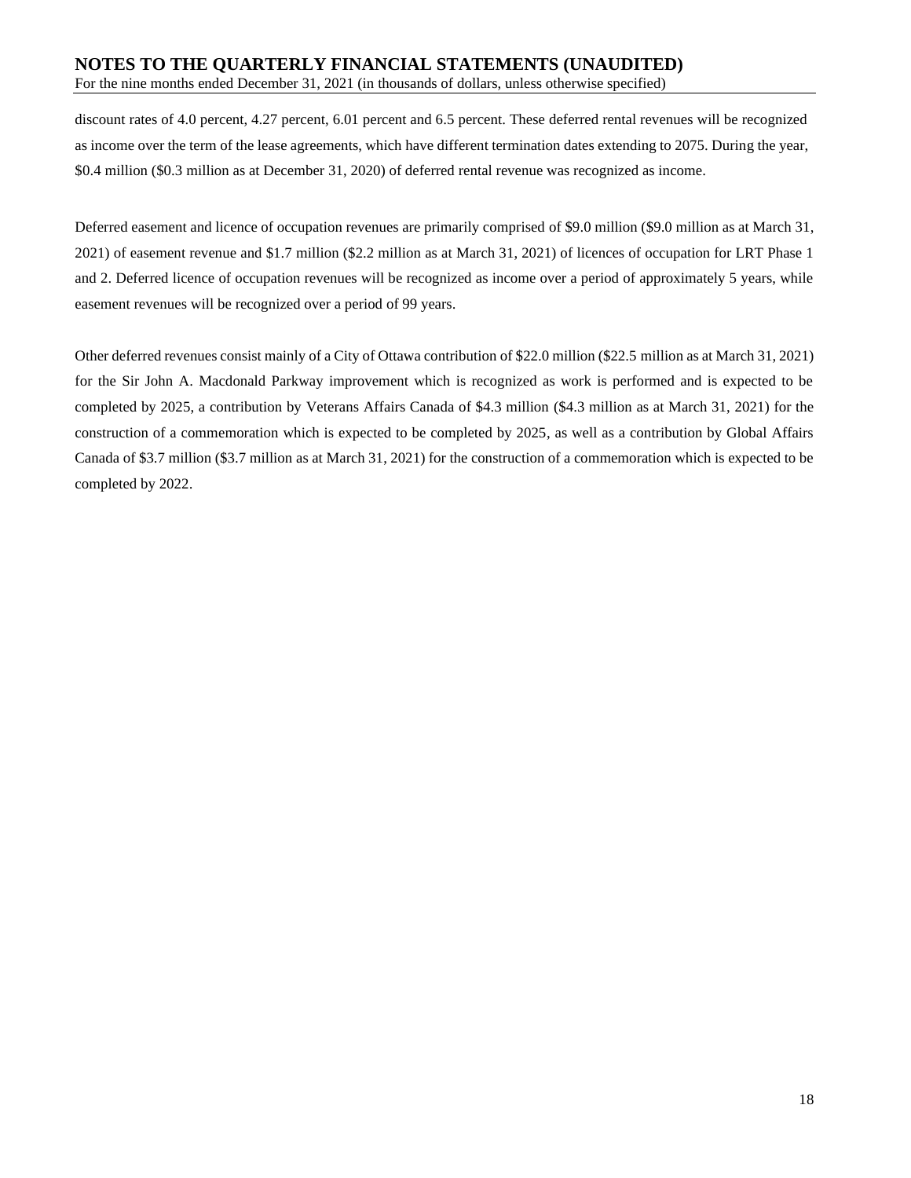discount rates of 4.0 percent, 4.27 percent, 6.01 percent and 6.5 percent. These deferred rental revenues will be recognized as income over the term of the lease agreements, which have different termination dates extending to 2075. During the year, \$0.4 million (\$0.3 million as at December 31, 2020) of deferred rental revenue was recognized as income.

Deferred easement and licence of occupation revenues are primarily comprised of \$9.0 million (\$9.0 million as at March 31, 2021) of easement revenue and \$1.7 million (\$2.2 million as at March 31, 2021) of licences of occupation for LRT Phase 1 and 2. Deferred licence of occupation revenues will be recognized as income over a period of approximately 5 years, while easement revenues will be recognized over a period of 99 years.

Other deferred revenues consist mainly of a City of Ottawa contribution of \$22.0 million (\$22.5 million as at March 31, 2021) for the Sir John A. Macdonald Parkway improvement which is recognized as work is performed and is expected to be completed by 2025, a contribution by Veterans Affairs Canada of \$4.3 million (\$4.3 million as at March 31, 2021) for the construction of a commemoration which is expected to be completed by 2025, as well as a contribution by Global Affairs Canada of \$3.7 million (\$3.7 million as at March 31, 2021) for the construction of a commemoration which is expected to be completed by 2022.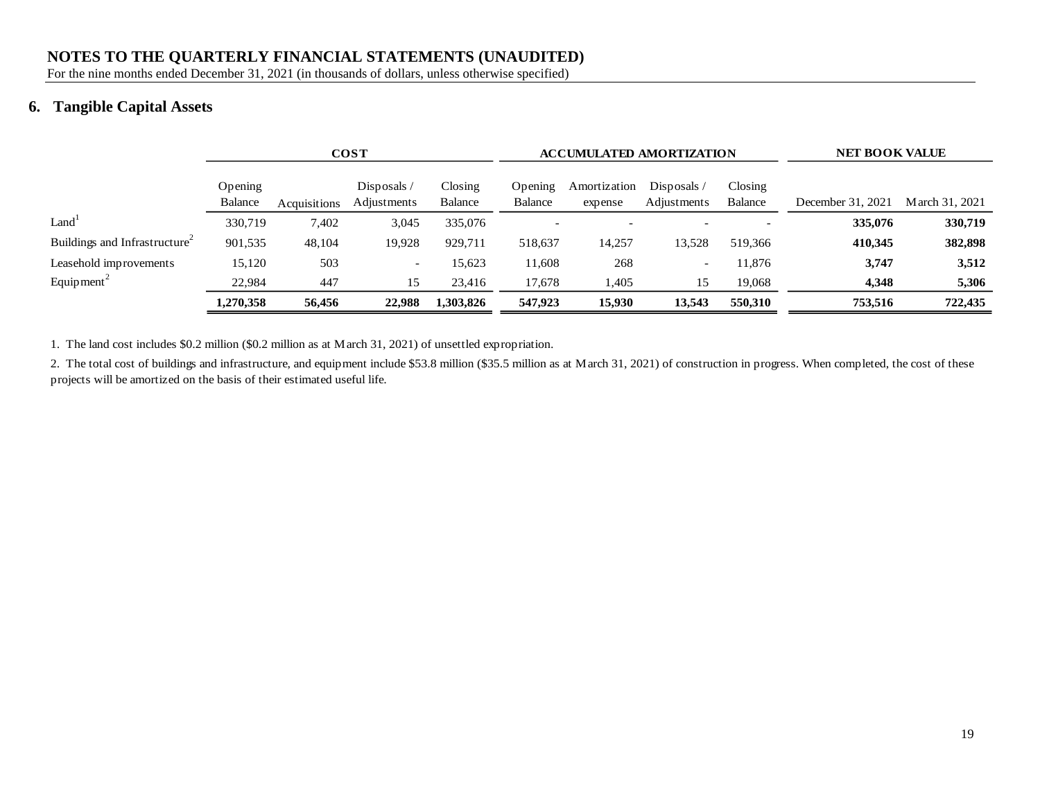## NOTES TO THE QUARTERLY FINANCIAL STATEMENTS (UNAUDITED)

For the nine months ended December 31, 2021 (in thousands of dollars, unless otherwise specified)

## 6. Tangible Capital Assets

| | COST | | | | ACCUMULATED AMORTIZATION | | | | NET BOOK VALUE | |
|---|---|---|---|---|---|---|---|---|---|---|
| | Opening Balance | Acquisitions | Disposals / Adjustments | Closing Balance | Opening Balance | Amortization expense | Disposals / Adjustments | Closing Balance | December 31, 2021 | March 31, 2021 |
| Land[1] | 330,719 | 7,402 | 3,045 | 335,076 | - | - | - | - | **335,076** | **330,719** |
| Buildings and Infrastructure[2] | 901,535 | 48,104 | 19,928 | 929,711 | 518,637 | 14,257 | 13,528 | 519,366 | **410,345** | **382,898** |
| Leasehold improvements | 15,120 | 503 | - | 15,623 | 11,608 | 268 | - | 11,876 | **3,747** | **3,512** |
| Equipment[2] | 22,984 | 447 | 15 | 23,416 | 17,678 | 1,405 | 15 | 19,068 | **4,348** | **5,306** |
| | **1,270,358** | **56,456** | **22,988** | **1,303,826** | **547,923** | **15,930** | **13,543** | **550,310** | **753,516** | **722,435** |

1. The land cost includes $0.2 million ($0.2 million as at March 31, 2021) of unsettled expropriation.

2. The total cost of buildings and infrastructure, and equipment include $53.8 million ($35.5 million as at March 31, 2021) of construction in progress. When completed, the cost of these projects will be amortized on the basis of their estimated useful life.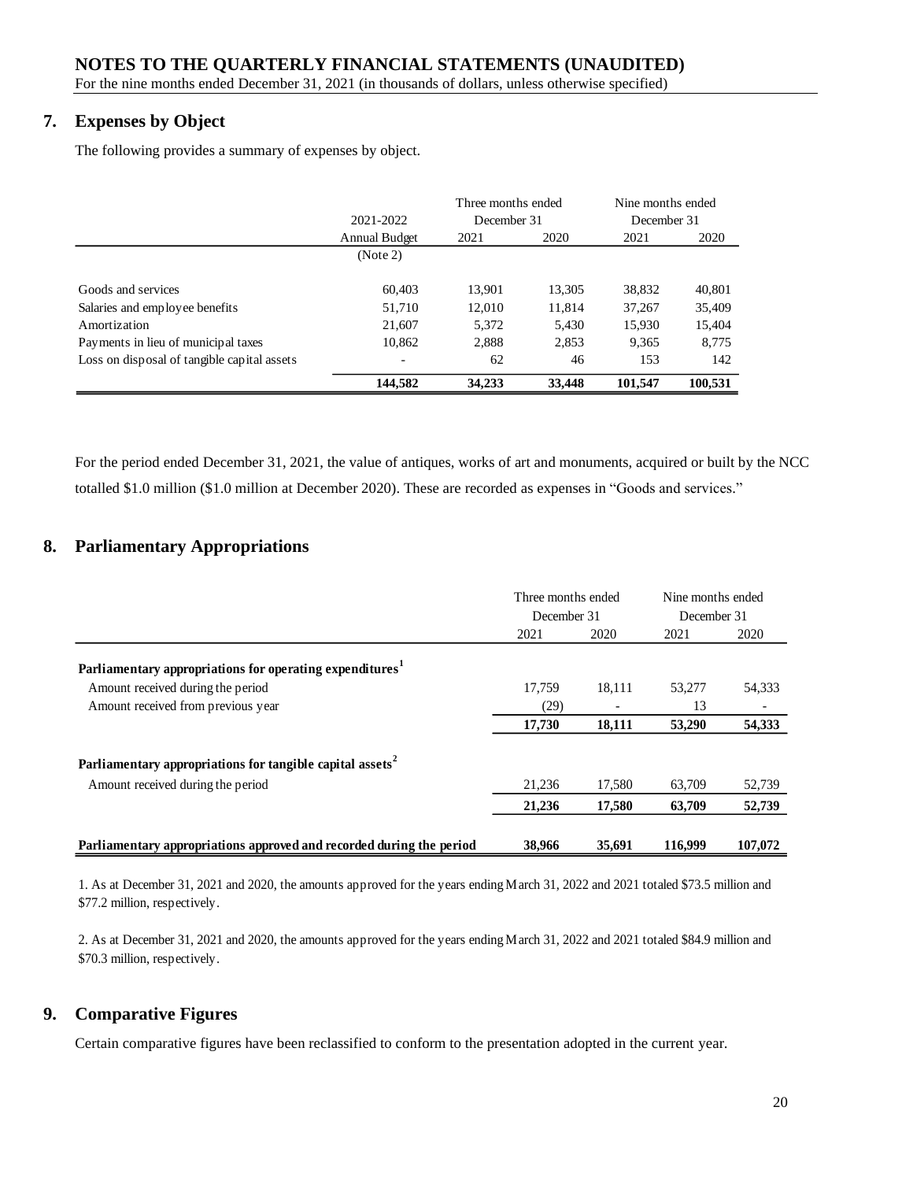## NOTES TO THE QUARTERLY FINANCIAL STATEMENTS (UNAUDITED)

For the nine months ended December 31, 2021 (in thousands of dollars, unless otherwise specified)

## 7. Expenses by Object

The following provides a summary of expenses by object.

| | 2021-2022 Annual Budget (Note 2) | Three months ended December 31 2021 | Three months ended December 31 2020 | Nine months ended December 31 2021 | Nine months ended December 31 2020 |
|---|---|---|---|---|---|
| Goods and services | 60,403 | 13,901 | 13,305 | 38,832 | 40,801 |
| Salaries and employee benefits | 51,710 | 12,010 | 11,814 | 37,267 | 35,409 |
| Amortization | 21,607 | 5,372 | 5,430 | 15,930 | 15,404 |
| Payments in lieu of municipal taxes | 10,862 | 2,888 | 2,853 | 9,365 | 8,775 |
| Loss on disposal of tangible capital assets | - | 62 | 46 | 153 | 142 |
| | **144,582** | **34,233** | **33,448** | **101,547** | **100,531** |

For the period ended December 31, 2021, the value of antiques, works of art and monuments, acquired or built by the NCC totalled $1.0 million ($1.0 million at December 2020). These are recorded as expenses in "Goods and services."

## 8. Parliamentary Appropriations

| | Three months ended December 31 2021 | Three months ended December 31 2020 | Nine months ended December 31 2021 | Nine months ended December 31 2020 |
|---|---|---|---|---|
| **Parliamentary appropriations for operating expenditures[1]** | | | | |
| Amount received during the period | 17,759 | 18,111 | 53,277 | 54,333 |
| Amount received from previous year | (29) | - | 13 | - |
| | **17,730** | **18,111** | **53,290** | **54,333** |
| **Parliamentary appropriations for tangible capital assets[2]** | | | | |
| Amount received during the period | 21,236 | 17,580 | 63,709 | 52,739 |
| | **21,236** | **17,580** | **63,709** | **52,739** |
| **Parliamentary appropriations approved and recorded during the period** | **38,966** | **35,691** | **116,999** | **107,072** |

1. As at December 31, 2021 and 2020, the amounts approved for the years ending March 31, 2022 and 2021 totaled $73.5 million and $77.2 million, respectively.

2. As at December 31, 2021 and 2020, the amounts approved for the years ending March 31, 2022 and 2021 totaled $84.9 million and $70.3 million, respectively.

## 9. Comparative Figures

Certain comparative figures have been reclassified to conform to the presentation adopted in the current year.